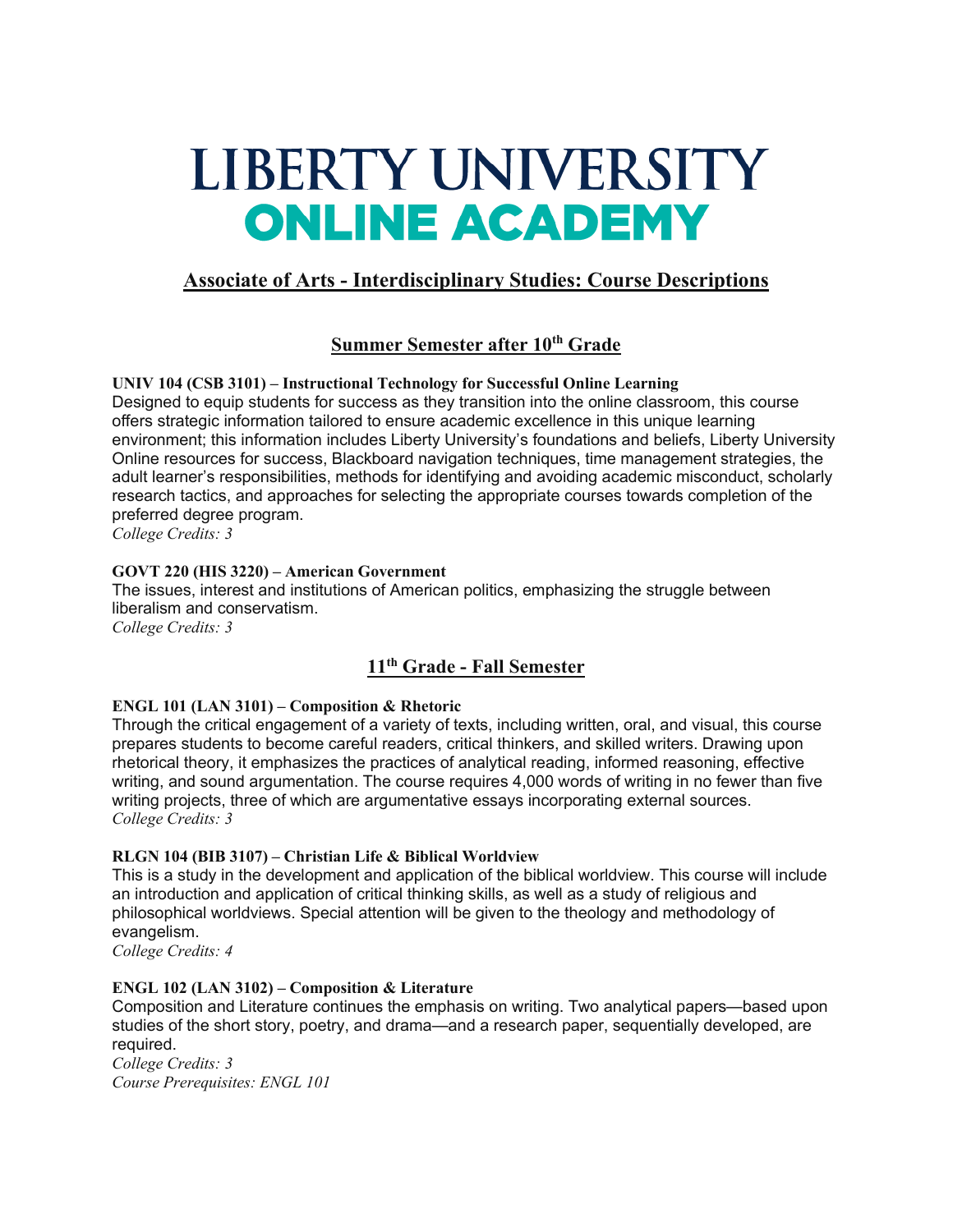# LIBERTY UNIVERSITY ONLINE ACADEMY

## Associate of Arts - Interdisciplinary Studies: Course Descriptions

### Summer Semester after 10th Grade

**UNIV 104 (CSB 3101) – Instructional Technology for Successful Online Learning**
Designed to equip students for success as they transition into the online classroom, this course offers strategic information tailored to ensure academic excellence in this unique learning environment; this information includes Liberty University's foundations and beliefs, Liberty University Online resources for success, Blackboard navigation techniques, time management strategies, the adult learner's responsibilities, methods for identifying and avoiding academic misconduct, scholarly research tactics, and approaches for selecting the appropriate courses towards completion of the preferred degree program.
*College Credits: 3*

**GOVT 220 (HIS 3220) – American Government**
The issues, interest and institutions of American politics, emphasizing the struggle between liberalism and conservatism.
*College Credits: 3*

### 11th Grade - Fall Semester

**ENGL 101 (LAN 3101) – Composition & Rhetoric**
Through the critical engagement of a variety of texts, including written, oral, and visual, this course prepares students to become careful readers, critical thinkers, and skilled writers. Drawing upon rhetorical theory, it emphasizes the practices of analytical reading, informed reasoning, effective writing, and sound argumentation. The course requires 4,000 words of writing in no fewer than five writing projects, three of which are argumentative essays incorporating external sources.
*College Credits: 3*

**RLGN 104 (BIB 3107) – Christian Life & Biblical Worldview**
This is a study in the development and application of the biblical worldview. This course will include an introduction and application of critical thinking skills, as well as a study of religious and philosophical worldviews. Special attention will be given to the theology and methodology of evangelism.
*College Credits: 4*

**ENGL 102 (LAN 3102) – Composition & Literature**
Composition and Literature continues the emphasis on writing. Two analytical papers—based upon studies of the short story, poetry, and drama—and a research paper, sequentially developed, are required.
*College Credits: 3*
*Course Prerequisites: ENGL 101*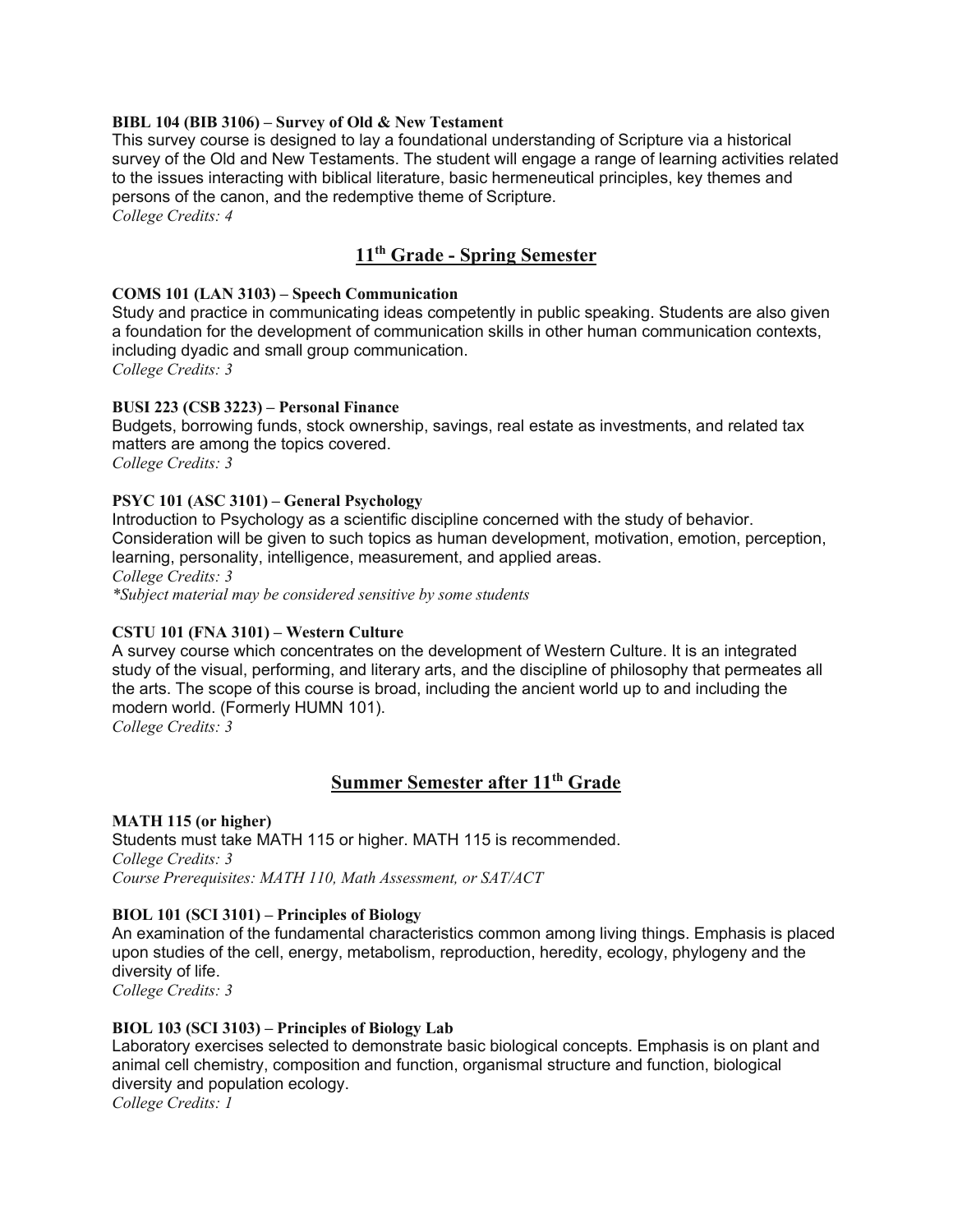**BIBL 104 (BIB 3106) – Survey of Old & New Testament**
This survey course is designed to lay a foundational understanding of Scripture via a historical survey of the Old and New Testaments. The student will engage a range of learning activities related to the issues interacting with biblical literature, basic hermeneutical principles, key themes and persons of the canon, and the redemptive theme of Scripture.
*College Credits: 4*

## 11th Grade - Spring Semester

**COMS 101 (LAN 3103) – Speech Communication**
Study and practice in communicating ideas competently in public speaking. Students are also given a foundation for the development of communication skills in other human communication contexts, including dyadic and small group communication.
*College Credits: 3*

**BUSI 223 (CSB 3223) – Personal Finance**
Budgets, borrowing funds, stock ownership, savings, real estate as investments, and related tax matters are among the topics covered.
*College Credits: 3*

**PSYC 101 (ASC 3101) – General Psychology**
Introduction to Psychology as a scientific discipline concerned with the study of behavior. Consideration will be given to such topics as human development, motivation, emotion, perception, learning, personality, intelligence, measurement, and applied areas.
*College Credits: 3*
*\*Subject material may be considered sensitive by some students*

**CSTU 101 (FNA 3101) – Western Culture**
A survey course which concentrates on the development of Western Culture. It is an integrated study of the visual, performing, and literary arts, and the discipline of philosophy that permeates all the arts. The scope of this course is broad, including the ancient world up to and including the modern world. (Formerly HUMN 101).
*College Credits: 3*

## Summer Semester after 11th Grade

**MATH 115 (or higher)**
Students must take MATH 115 or higher. MATH 115 is recommended.
*College Credits: 3*
*Course Prerequisites: MATH 110, Math Assessment, or SAT/ACT*

**BIOL 101 (SCI 3101) – Principles of Biology**
An examination of the fundamental characteristics common among living things. Emphasis is placed upon studies of the cell, energy, metabolism, reproduction, heredity, ecology, phylogeny and the diversity of life.
*College Credits: 3*

**BIOL 103 (SCI 3103) – Principles of Biology Lab**
Laboratory exercises selected to demonstrate basic biological concepts. Emphasis is on plant and animal cell chemistry, composition and function, organismal structure and function, biological diversity and population ecology.
*College Credits: 1*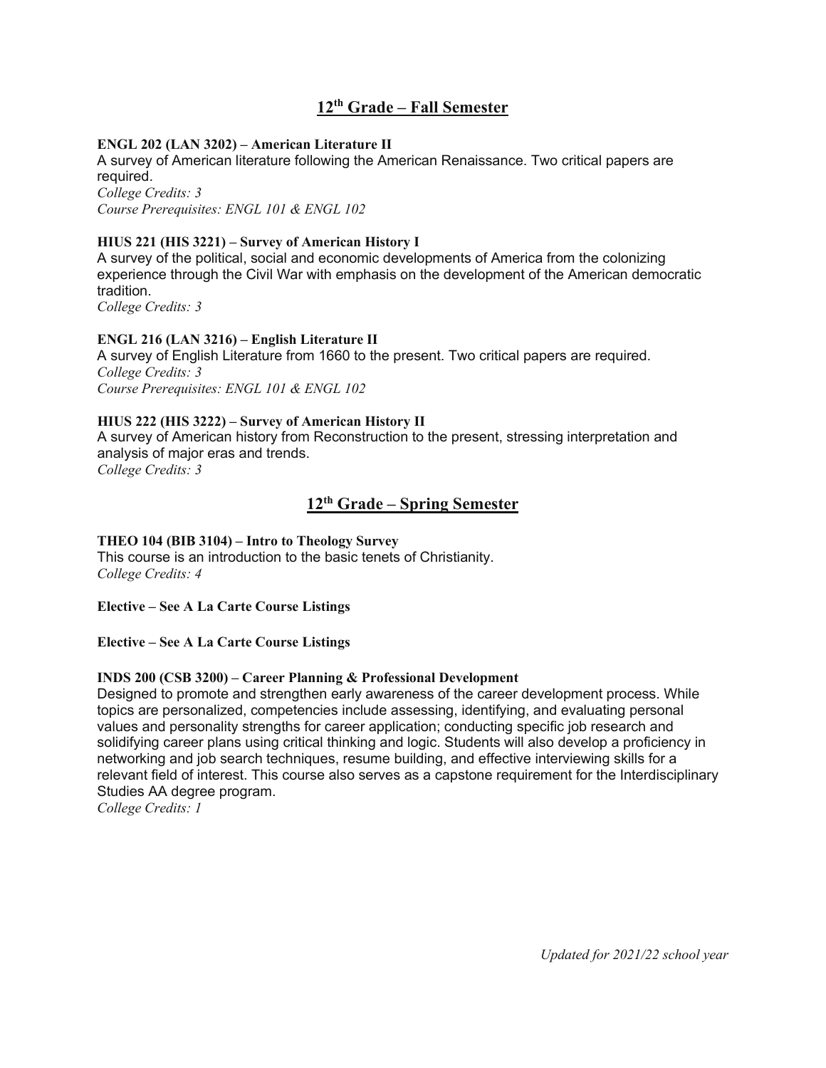## 12th Grade – Fall Semester

**ENGL 202 (LAN 3202) – American Literature II**
A survey of American literature following the American Renaissance. Two critical papers are required.
*College Credits: 3*
*Course Prerequisites: ENGL 101 & ENGL 102*

**HIUS 221 (HIS 3221) – Survey of American History I**
A survey of the political, social and economic developments of America from the colonizing experience through the Civil War with emphasis on the development of the American democratic tradition.
*College Credits: 3*

**ENGL 216 (LAN 3216) – English Literature II**
A survey of English Literature from 1660 to the present. Two critical papers are required.
*College Credits: 3*
*Course Prerequisites: ENGL 101 & ENGL 102*

**HIUS 222 (HIS 3222) – Survey of American History II**
A survey of American history from Reconstruction to the present, stressing interpretation and analysis of major eras and trends.
*College Credits: 3*

## 12th Grade – Spring Semester

**THEO 104 (BIB 3104) – Intro to Theology Survey**
This course is an introduction to the basic tenets of Christianity.
*College Credits: 4*

**Elective – See A La Carte Course Listings**

**Elective – See A La Carte Course Listings**

**INDS 200 (CSB 3200) – Career Planning & Professional Development**
Designed to promote and strengthen early awareness of the career development process. While topics are personalized, competencies include assessing, identifying, and evaluating personal values and personality strengths for career application; conducting specific job research and solidifying career plans using critical thinking and logic. Students will also develop a proficiency in networking and job search techniques, resume building, and effective interviewing skills for a relevant field of interest. This course also serves as a capstone requirement for the Interdisciplinary Studies AA degree program.
*College Credits: 1*

*Updated for 2021/22 school year*